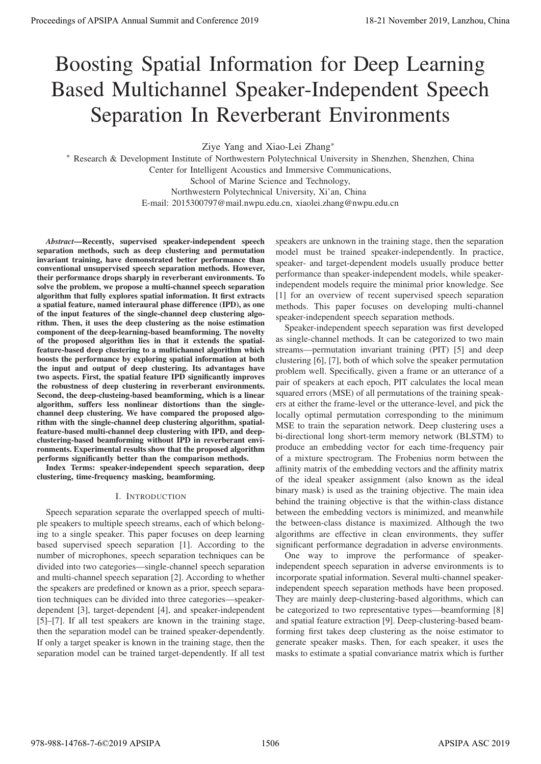# Boosting Spatial Information for Deep Learning Based Multichannel Speaker-Independent Speech Separation In Reverberant Environments

Ziye Yang and Xiao-Lei Zhang*

* Research & Development Institute of Northwestern Polytechnical University in Shenzhen, Shenzhen, China
Center for Intelligent Acoustics and Immersive Communications,
School of Marine Science and Technology,
Northwestern Polytechnical University, Xi'an, China
E-mail: 2015300797@mail.nwpu.edu.cn, xiaolei.zhang@nwpu.edu.cn

***Abstract*—Recently, supervised speaker-independent speech separation methods, such as deep clustering and permutation invariant training, have demonstrated better performance than conventional unsupervised speech separation methods. However, their performance drops sharply in reverberant environments. To solve the problem, we propose a multi-channel speech separation algorithm that fully explores spatial information. It first extracts a spatial feature, named interaural phase difference (IPD), as one of the input features of the single-channel deep clustering algorithm. Then, it uses the deep clustering as the noise estimation component of the deep-learning-based beamforming. The novelty of the proposed algorithm lies in that it extends the spatial-feature-based deep clustering to a multichannel algorithm which boosts the performance by exploring spatial information at both the input and output of deep clustering. Its advantages have two aspects. First, the spatial feature IPD significantly improves the robustness of deep clustering in reverberant environments. Second, the deep-clusteing-based beamforming, which is a linear algorithm, suffers less nonlinear distortions than the single-channel deep clustering. We have compared the proposed algorithm with the single-channel deep clustering algorithm, spatial-feature-based multi-channel deep clustering with IPD, and deep-clustering-based beamforming without IPD in reverberant environments. Experimental results show that the proposed algorithm performs significantly better than the comparison methods.**

**Index Terms: speaker-independent speech separation, deep clustering, time-frequency masking, beamforming.**

## I. Introduction

Speech separation separate the overlapped speech of multiple speakers to multiple speech streams, each of which belonging to a single speaker. This paper focuses on deep learning based supervised speech separation [1]. According to the number of microphones, speech separation techniques can be divided into two categories—single-channel speech separation and multi-channel speech separation [2]. According to whether the speakers are predefined or known as a prior, speech separation techniques can be divided into three categories—speaker-dependent [3], target-dependent [4], and speaker-independent [5]–[7]. If all test speakers are known in the training stage, then the separation model can be trained speaker-dependently. If only a target speaker is known in the training stage, then the separation model can be trained target-dependently. If all test speakers are unknown in the training stage, then the separation model must be trained speaker-independently. In practice, speaker- and target-dependent models usually produce better performance than speaker-independent models, while speaker-independent models require the minimal prior knowledge. See [1] for an overview of recent supervised speech separation methods. This paper focuses on developing multi-channel speaker-independent speech separation methods.

Speaker-independent speech separation was first developed as single-channel methods. It can be categorized to two main streams—permutation invariant training (PIT) [5] and deep clustering [6], [7], both of which solve the speaker permutation problem well. Specifically, given a frame or an utterance of a pair of speakers at each epoch, PIT calculates the local mean squared errors (MSE) of all permutations of the training speakers at either the frame-level or the utterance-level, and pick the locally optimal permutation corresponding to the minimum MSE to train the separation network. Deep clustering uses a bi-directional long short-term memory network (BLSTM) to produce an embedding vector for each time-frequency pair of a mixture spectrogram. The Frobenius norm between the affinity matrix of the embedding vectors and the affinity matrix of the ideal speaker assignment (also known as the ideal binary mask) is used as the training objective. The main idea behind the training objective is that the within-class distance between the embedding vectors is minimized, and meanwhile the between-class distance is maximized. Although the two algorithms are effective in clean environments, they suffer significant performance degradation in adverse environments.

One way to improve the performance of speaker-independent speech separation in adverse environments is to incorporate spatial information. Several multi-channel speaker-independent speech separation methods have been proposed. They are mainly deep-clustering-based algorithms, which can be categorized to two representative types—beamforming [8] and spatial feature extraction [9]. Deep-clustering-based beamforming first takes deep clustering as the noise estimator to generate speaker masks. Then, for each speaker, it uses the masks to estimate a spatial convariance matrix which is further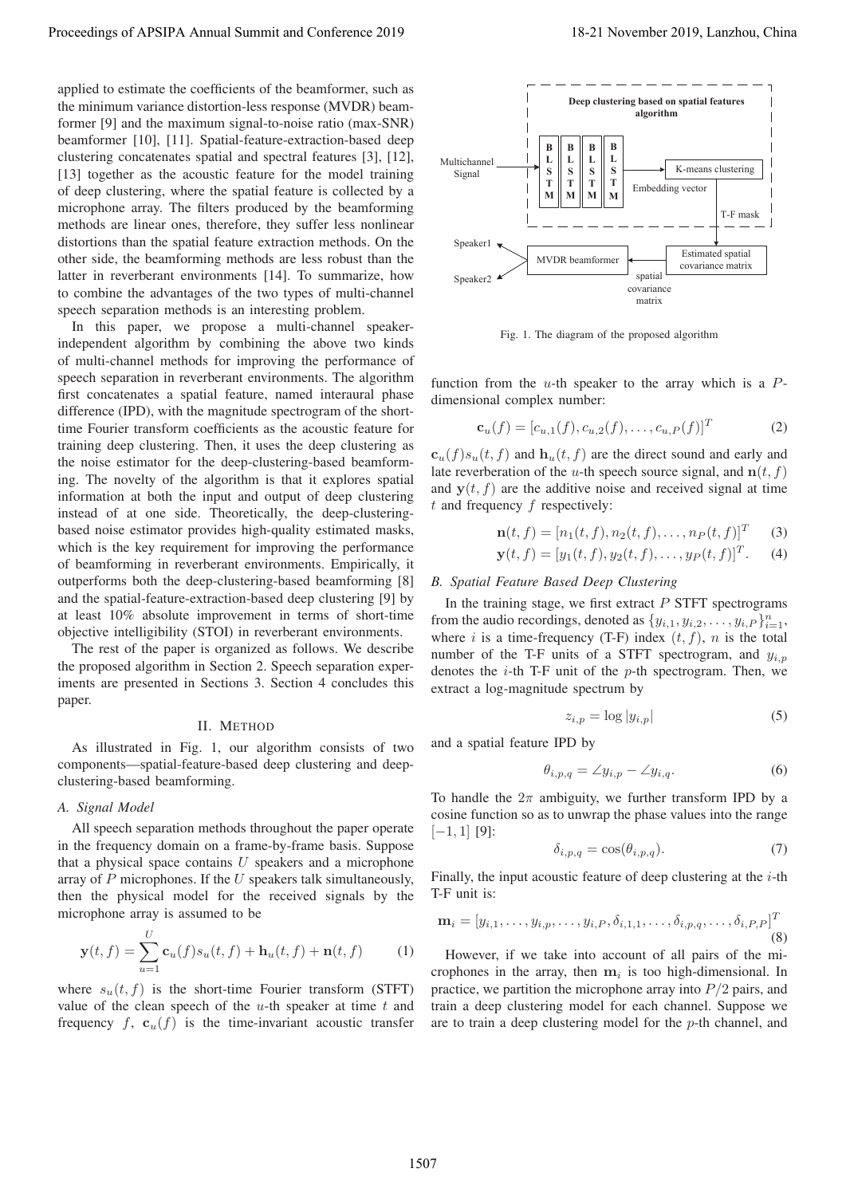applied to estimate the coefficients of the beamformer, such as the minimum variance distortion-less response (MVDR) beamformer [9] and the maximum signal-to-noise ratio (max-SNR) beamformer [10], [11]. Spatial-feature-extraction-based deep clustering concatenates spatial and spectral features [3], [12], [13] together as the acoustic feature for the model training of deep clustering, where the spatial feature is collected by a microphone array. The filters produced by the beamforming methods are linear ones, therefore, they suffer less nonlinear distortions than the spatial feature extraction methods. On the other side, the beamforming methods are less robust than the latter in reverberant environments [14]. To summarize, how to combine the advantages of the two types of multi-channel speech separation methods is an interesting problem.

In this paper, we propose a multi-channel speaker-independent algorithm by combining the above two kinds of multi-channel methods for improving the performance of speech separation in reverberant environments. The algorithm first concatenates a spatial feature, named interaural phase difference (IPD), with the magnitude spectrogram of the short-time Fourier transform coefficients as the acoustic feature for training deep clustering. Then, it uses the deep clustering as the noise estimator for the deep-clustering-based beamforming. The novelty of the algorithm is that it explores spatial information at both the input and output of deep clustering instead of at one side. Theoretically, the deep-clustering-based noise estimator provides high-quality estimated masks, which is the key requirement for improving the performance of beamforming in reverberant environments. Empirically, it outperforms both the deep-clustering-based beamforming [8] and the spatial-feature-extraction-based deep clustering [9] by at least 10% absolute improvement in terms of short-time objective intelligibility (STOI) in reverberant environments.

The rest of the paper is organized as follows. We describe the proposed algorithm in Section 2. Speech separation experiments are presented in Sections 3. Section 4 concludes this paper.

## II. Method

As illustrated in Fig. 1, our algorithm consists of two components—spatial-feature-based deep clustering and deep-clustering-based beamforming.

### A. Signal Model

All speech separation methods throughout the paper operate in the frequency domain on a frame-by-frame basis. Suppose that a physical space contains $U$ speakers and a microphone array of $P$ microphones. If the $U$ speakers talk simultaneously, then the physical model for the received signals by the microphone array is assumed to be

$$\mathbf{y}(t,f) = \sum_{u=1}^{U} \mathbf{c}_u(f) s_u(t,f) + \mathbf{h}_u(t,f) + \mathbf{n}(t,f) \tag{1}$$

where $s_u(t,f)$ is the short-time Fourier transform (STFT) value of the clean speech of the $u$-th speaker at time $t$ and frequency $f$, $\mathbf{c}_u(f)$ is the time-invariant acoustic transfer function from the $u$-th speaker to the array which is a $P$-dimensional complex number:

$$\mathbf{c}_u(f) = [c_{u,1}(f), c_{u,2}(f), \ldots, c_{u,P}(f)]^T \tag{2}$$

$\mathbf{c}_u(f)s_u(t,f)$ and $\mathbf{h}_u(t,f)$ are the direct sound and early and late reverberation of the $u$-th speech source signal, and $\mathbf{n}(t,f)$ and $\mathbf{y}(t,f)$ are the additive noise and received signal at time $t$ and frequency $f$ respectively:

$$\mathbf{n}(t,f) = [n_1(t,f), n_2(t,f), \ldots, n_P(t,f)]^T \tag{3}$$

$$\mathbf{y}(t,f) = [y_1(t,f), y_2(t,f), \ldots, y_P(t,f)]^T. \tag{4}$$

Fig. 1. The diagram of the proposed algorithm

### B. Spatial Feature Based Deep Clustering

In the training stage, we first extract $P$ STFT spectrograms from the audio recordings, denoted as $\{y_{i,1}, y_{i,2}, \ldots, y_{i,P}\}_{i=1}^{n}$, where $i$ is a time-frequency (T-F) index $(t,f)$, $n$ is the total number of the T-F units of a STFT spectrogram, and $y_{i,p}$ denotes the $i$-th T-F unit of the $p$-th spectrogram. Then, we extract a log-magnitude spectrum by

$$z_{i,p} = \log |y_{i,p}| \tag{5}$$

and a spatial feature IPD by

$$\theta_{i,p,q} = \angle y_{i,p} - \angle y_{i,q}. \tag{6}$$

To handle the $2\pi$ ambiguity, we further transform IPD by a cosine function so as to unwrap the phase values into the range $[-1, 1]$ [9]:

$$\delta_{i,p,q} = \cos(\theta_{i,p,q}). \tag{7}$$

Finally, the input acoustic feature of deep clustering at the $i$-th T-F unit is:

$$\mathbf{m}_i = [y_{i,1}, \ldots, y_{i,p}, \ldots, y_{i,P}, \delta_{i,1,1}, \ldots, \delta_{i,p,q}, \ldots, \delta_{i,P,P}]^T \tag{8}$$

However, if we take into account of all pairs of the microphones in the array, then $\mathbf{m}_i$ is too high-dimensional. In practice, we partition the microphone array into $P/2$ pairs, and train a deep clustering model for each channel. Suppose we are to train a deep clustering model for the $p$-th channel, and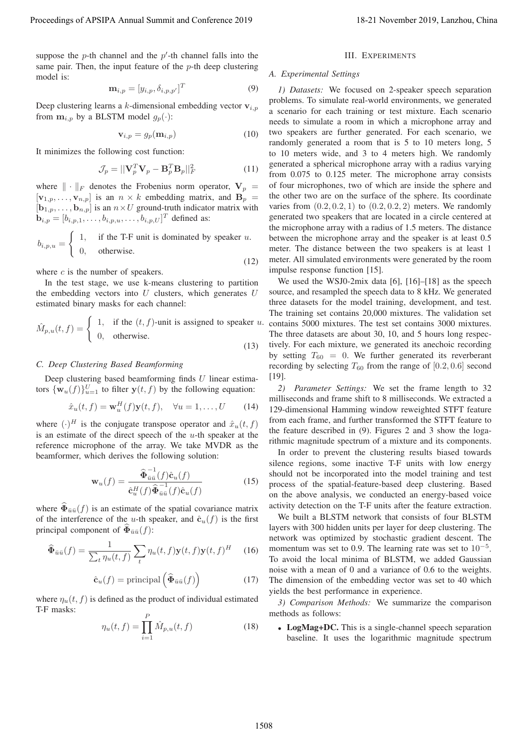suppose the $p$-th channel and the $p'$-th channel falls into the same pair. Then, the input feature of the $p$-th deep clustering model is:

$$\mathbf{m}_{i,p} = [y_{i,p}, \delta_{i,p,p'}]^T \tag{9}$$

Deep clustering learns a $k$-dimensional embedding vector $\mathbf{v}_{i,p}$ from $\mathbf{m}_{i,p}$ by a BLSTM model $g_p(\cdot)$:

$$\mathbf{v}_{i,p} = g_p(\mathbf{m}_{i,p}) \tag{10}$$

It minimizes the following cost function:

$$\mathcal{J}_p = ||\mathbf{V}_p^T\mathbf{V}_p - \mathbf{B}_p^T\mathbf{B}_p||_F^2 \tag{11}$$

where $\|\cdot\|_F$ denotes the Frobenius norm operator, $\mathbf{V}_p = [\mathbf{v}_{1,p}, \ldots, \mathbf{v}_{n,p}]$ is an $n \times k$ embedding matrix, and $\mathbf{B}_p = [\mathbf{b}_{1,p}, \ldots, \mathbf{b}_{n,p}]$ is an $n \times U$ ground-truth indicator matrix with $\mathbf{b}_{i,p} = [b_{i,p,1}, \ldots, b_{i,p,u}, \ldots, b_{i,p,U}]^T$ defined as:

$$b_{i,p,u} = \begin{cases} 1, & \text{if the T-F unit is dominated by speaker } u. \\ 0, & \text{otherwise.} \end{cases} \tag{12}$$

where $c$ is the number of speakers.

In the test stage, we use k-means clustering to partition the embedding vectors into $U$ clusters, which generates $U$ estimated binary masks for each channel:

$$\hat{M}_{p,u}(t,f) = \begin{cases} 1, & \text{if the } (t,f)\text{-unit is assigned to speaker } u. \\ 0, & \text{otherwise.} \end{cases} \tag{13}$$

### C. Deep Clustering Based Beamforming

Deep clustering based beamforming finds $U$ linear estimators $\{\mathbf{w}_u(f)\}_{u=1}^U$ to filter $\mathbf{y}(t,f)$ by the following equation:

$$\hat{x}_u(t,f) = \mathbf{w}_u^H(f)\mathbf{y}(t,f), \quad \forall u = 1, \ldots, U \tag{14}$$

where $(\cdot)^H$ is the conjugate transpose operator and $\hat{x}_u(t,f)$ is an estimate of the direct speech of the $u$-th speaker at the reference microphone of the array. We take MVDR as the beamformer, which derives the following solution:

$$\mathbf{w}_u(f) = \frac{\widehat{\mathbf{\Phi}}_{\bar{u}\bar{u}}^{-1}(f)\hat{\mathbf{c}}_u(f)}{\hat{\mathbf{c}}_u^H(f)\widehat{\mathbf{\Phi}}_{\bar{u}\bar{u}}^{-1}(f)\hat{\mathbf{c}}_u(f)} \tag{15}$$

where $\widehat{\mathbf{\Phi}}_{\bar{u}\bar{u}}(f)$ is an estimate of the spatial covariance matrix of the interference of the $u$-th speaker, and $\hat{\mathbf{c}}_u(f)$ is the first principal component of $\widehat{\mathbf{\Phi}}_{\bar{u}\bar{u}}(f)$:

$$\widehat{\mathbf{\Phi}}_{\bar{u}\bar{u}}(f) = \frac{1}{\sum_t \eta_u(t,f)} \sum_t \eta_u(t,f)\mathbf{y}(t,f)\mathbf{y}(t,f)^H \tag{16}$$

$$\hat{\mathbf{c}}_u(f) = \text{principal}\left(\widehat{\mathbf{\Phi}}_{\bar{u}\bar{u}}(f)\right) \tag{17}$$

where $\eta_u(t,f)$ is defined as the product of individual estimated T-F masks:

$$\eta_u(t,f) = \prod_{i=1}^{P} \hat{M}_{p,u}(t,f) \tag{18}$$

## III. Experiments

### A. Experimental Settings

*1) Datasets:* We focused on 2-speaker speech separation problems. To simulate real-world environments, we generated a scenario for each training or test mixture. Each scenario needs to simulate a room in which a microphone array and two speakers are further generated. For each scenario, we randomly generated a room that is 5 to 10 meters long, 5 to 10 meters wide, and 3 to 4 meters high. We randomly generated a spherical microphone array with a radius varying from 0.075 to 0.125 meter. The microphone array consists of four microphones, two of which are inside the sphere and the other two are on the surface of the sphere. Its coordinate varies from $(0.2, 0.2, 1)$ to $(0.2, 0.2, 2)$ meters. We randomly generated two speakers that are located in a circle centered at the microphone array with a radius of 1.5 meters. The distance between the microphone array and the speaker is at least 0.5 meter. The distance between the two speakers is at least 1 meter. All simulated environments were generated by the room impulse response function [15].

We used the WSJ0-2mix data [6], [16]–[18] as the speech source, and resampled the speech data to 8 kHz. We generated three datasets for the model training, development, and test. The training set contains 20,000 mixtures. The validation set contains 5000 mixtures. The test set contains 3000 mixtures. The three datasets are about 30, 10, and 5 hours long respectively. For each mixture, we generated its anechoic recording by setting $T_{60} = 0$. We further generated its reverberant recording by selecting $T_{60}$ from the range of $[0.2, 0.6]$ second [19].

*2) Parameter Settings:* We set the frame length to 32 milliseconds and frame shift to 8 milliseconds. We extracted a 129-dimensional Hamming window reweighted STFT feature from each frame, and further transformed the STFT feature to the feature described in (9). Figures 2 and 3 show the logarithmic magnitude spectrum of a mixture and its components.

In order to prevent the clustering results biased towards silence regions, some inactive T-F units with low energy should not be incorporated into the model training and test process of the spatial-feature-based deep clustering. Based on the above analysis, we conducted an energy-based voice activity detection on the T-F units after the feature extraction.

We built a BLSTM network that consists of four BLSTM layers with 300 hidden units per layer for deep clustering. The network was optimized by stochastic gradient descent. The momentum was set to 0.9. The learning rate was set to $10^{-5}$. To avoid the local minima of BLSTM, we added Gaussian noise with a mean of 0 and a variance of 0.6 to the weights. The dimension of the embedding vector was set to 40 which yields the best performance in experience.

*3) Comparison Methods:* We summarize the comparison methods as follows:

- **LogMag+DC.** This is a single-channel speech separation baseline. It uses the logarithmic magnitude spectrum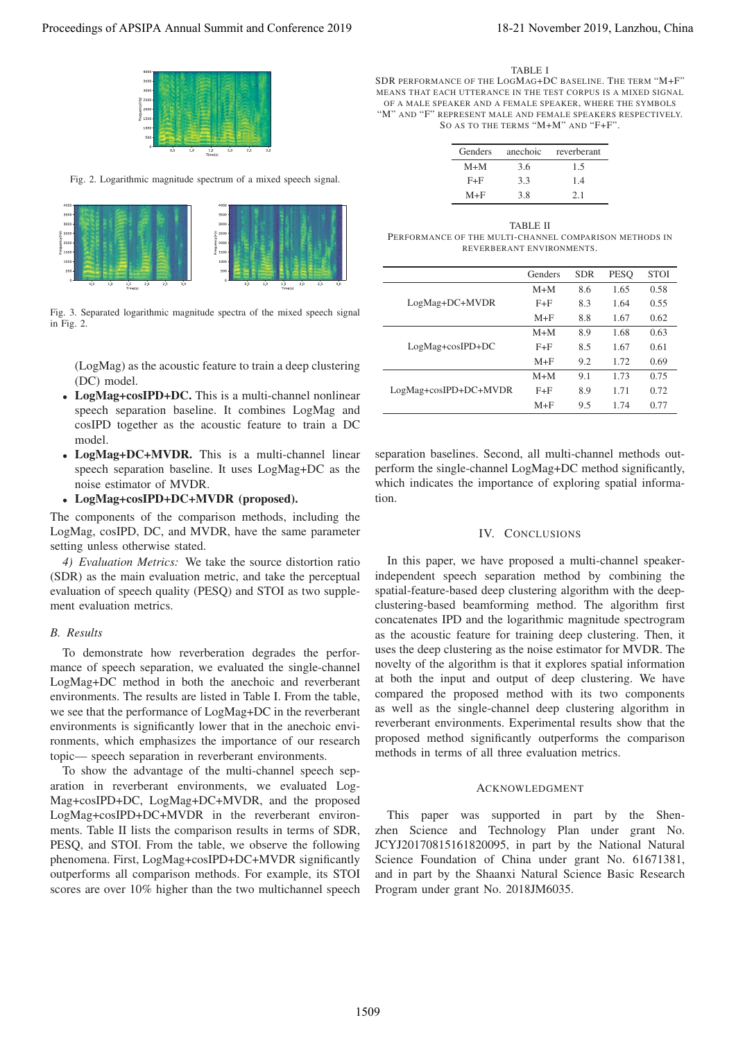Fig. 2. Logarithmic magnitude spectrum of a mixed speech signal.

Fig. 3. Separated logarithmic magnitude spectra of the mixed speech signal in Fig. 2.

(LogMag) as the acoustic feature to train a deep clustering (DC) model.

- **LogMag+cosIPD+DC.** This is a multi-channel nonlinear speech separation baseline. It combines LogMag and cosIPD together as the acoustic feature to train a DC model.
- **LogMag+DC+MVDR.** This is a multi-channel linear speech separation baseline. It uses LogMag+DC as the noise estimator of MVDR.
- **LogMag+cosIPD+DC+MVDR (proposed).**

The components of the comparison methods, including the LogMag, cosIPD, DC, and MVDR, have the same parameter setting unless otherwise stated.

*4) Evaluation Metrics:* We take the source distortion ratio (SDR) as the main evaluation metric, and take the perceptual evaluation of speech quality (PESQ) and STOI as two supplement evaluation metrics.

### B. Results

To demonstrate how reverberation degrades the performance of speech separation, we evaluated the single-channel LogMag+DC method in both the anechoic and reverberant environments. The results are listed in Table I. From the table, we see that the performance of LogMag+DC in the reverberant environments is significantly lower that in the anechoic environments, which emphasizes the importance of our research topic— speech separation in reverberant environments.

To show the advantage of the multi-channel speech separation in reverberant environments, we evaluated LogMag+cosIPD+DC, LogMag+DC+MVDR, and the proposed LogMag+cosIPD+DC+MVDR in the reverberant environments. Table II lists the comparison results in terms of SDR, PESQ, and STOI. From the table, we observe the following phenomena. First, LogMag+cosIPD+DC+MVDR significantly outperforms all comparison methods. For example, its STOI scores are over 10% higher than the two multichannel speech separation baselines. Second, all multi-channel methods outperform the single-channel LogMag+DC method significantly, which indicates the importance of exploring spatial information.

TABLE I
SDR PERFORMANCE OF THE LOGMAG+DC BASELINE. THE TERM "M+F" MEANS THAT EACH UTTERANCE IN THE TEST CORPUS IS A MIXED SIGNAL OF A MALE SPEAKER AND A FEMALE SPEAKER, WHERE THE SYMBOLS "M" AND "F" REPRESENT MALE AND FEMALE SPEAKERS RESPECTIVELY. SO AS TO THE TERMS "M+M" AND "F+F".

| Genders | anechoic | reverberant |
|---|---|---|
| M+M | 3.6 | 1.5 |
| F+F | 3.3 | 1.4 |
| M+F | 3.8 | 2.1 |

TABLE II
PERFORMANCE OF THE MULTI-CHANNEL COMPARISON METHODS IN REVERBERANT ENVIRONMENTS.

| | Genders | SDR | PESQ | STOI |
|---|---|---|---|---|
| LogMag+DC+MVDR | M+M | 8.6 | 1.65 | 0.58 |
| | F+F | 8.3 | 1.64 | 0.55 |
| | M+F | 8.8 | 1.67 | 0.62 |
| LogMag+cosIPD+DC | M+M | 8.9 | 1.68 | 0.63 |
| | F+F | 8.5 | 1.67 | 0.61 |
| | M+F | 9.2 | 1.72 | 0.69 |
| LogMag+cosIPD+DC+MVDR | M+M | 9.1 | 1.73 | 0.75 |
| | F+F | 8.9 | 1.71 | 0.72 |
| | M+F | 9.5 | 1.74 | 0.77 |

## IV. CONCLUSIONS

In this paper, we have proposed a multi-channel speaker-independent speech separation method by combining the spatial-feature-based deep clustering algorithm with the deep-clustering-based beamforming method. The algorithm first concatenates IPD and the logarithmic magnitude spectrogram as the acoustic feature for training deep clustering. Then, it uses the deep clustering as the noise estimator for MVDR. The novelty of the algorithm is that it explores spatial information at both the input and output of deep clustering. We have compared the proposed method with its two components as well as the single-channel deep clustering algorithm in reverberant environments. Experimental results show that the proposed method significantly outperforms the comparison methods in terms of all three evaluation metrics.

## ACKNOWLEDGMENT

This paper was supported in part by the Shenzhen Science and Technology Plan under grant No. JCYJ20170815161820095, in part by the National Natural Science Foundation of China under grant No. 61671381, and in part by the Shaanxi Natural Science Basic Research Program under grant No. 2018JM6035.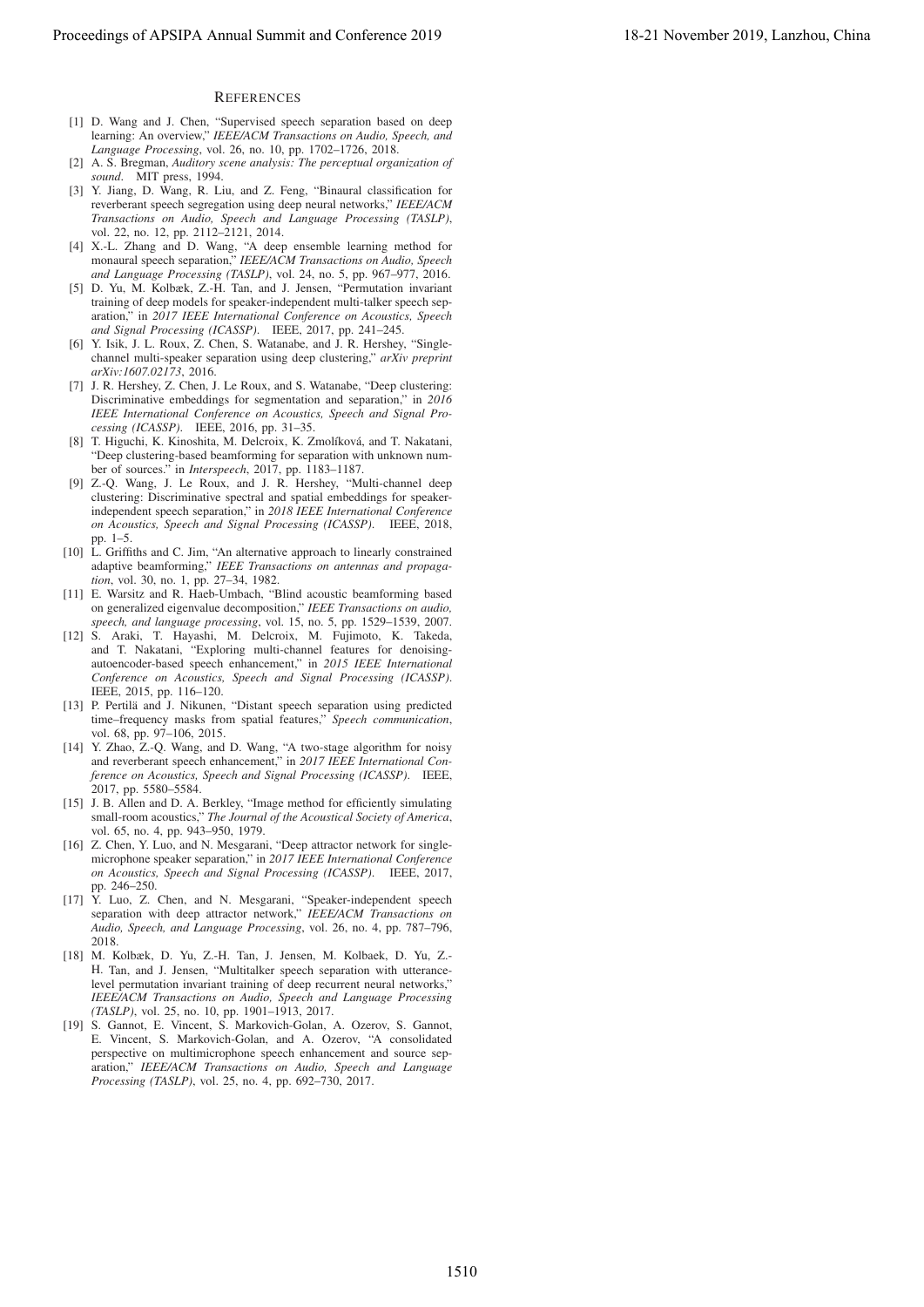## REFERENCES

[1] D. Wang and J. Chen, "Supervised speech separation based on deep learning: An overview," *IEEE/ACM Transactions on Audio, Speech, and Language Processing*, vol. 26, no. 10, pp. 1702–1726, 2018.

[2] A. S. Bregman, *Auditory scene analysis: The perceptual organization of sound*. MIT press, 1994.

[3] Y. Jiang, D. Wang, R. Liu, and Z. Feng, "Binaural classification for reverberant speech segregation using deep neural networks," *IEEE/ACM Transactions on Audio, Speech and Language Processing (TASLP)*, vol. 22, no. 12, pp. 2112–2121, 2014.

[4] X.-L. Zhang and D. Wang, "A deep ensemble learning method for monaural speech separation," *IEEE/ACM Transactions on Audio, Speech and Language Processing (TASLP)*, vol. 24, no. 5, pp. 967–977, 2016.

[5] D. Yu, M. Kolbæk, Z.-H. Tan, and J. Jensen, "Permutation invariant training of deep models for speaker-independent multi-talker speech separation," in *2017 IEEE International Conference on Acoustics, Speech and Signal Processing (ICASSP)*. IEEE, 2017, pp. 241–245.

[6] Y. Isik, J. L. Roux, Z. Chen, S. Watanabe, and J. R. Hershey, "Single-channel multi-speaker separation using deep clustering," *arXiv preprint arXiv:1607.02173*, 2016.

[7] J. R. Hershey, Z. Chen, J. Le Roux, and S. Watanabe, "Deep clustering: Discriminative embeddings for segmentation and separation," in *2016 IEEE International Conference on Acoustics, Speech and Signal Processing (ICASSP)*. IEEE, 2016, pp. 31–35.

[8] T. Higuchi, K. Kinoshita, M. Delcroix, K. Zmolíková, and T. Nakatani, "Deep clustering-based beamforming for separation with unknown number of sources." in *Interspeech*, 2017, pp. 1183–1187.

[9] Z.-Q. Wang, J. Le Roux, and J. R. Hershey, "Multi-channel deep clustering: Discriminative spectral and spatial embeddings for speaker-independent speech separation," in *2018 IEEE International Conference on Acoustics, Speech and Signal Processing (ICASSP)*. IEEE, 2018, pp. 1–5.

[10] L. Griffiths and C. Jim, "An alternative approach to linearly constrained adaptive beamforming," *IEEE Transactions on antennas and propagation*, vol. 30, no. 1, pp. 27–34, 1982.

[11] E. Warsitz and R. Haeb-Umbach, "Blind acoustic beamforming based on generalized eigenvalue decomposition," *IEEE Transactions on audio, speech, and language processing*, vol. 15, no. 5, pp. 1529–1539, 2007.

[12] S. Araki, T. Hayashi, M. Delcroix, M. Fujimoto, K. Takeda, and T. Nakatani, "Exploring multi-channel features for denoising-autoencoder-based speech enhancement," in *2015 IEEE International Conference on Acoustics, Speech and Signal Processing (ICASSP)*. IEEE, 2015, pp. 116–120.

[13] P. Pertilä and J. Nikunen, "Distant speech separation using predicted time–frequency masks from spatial features," *Speech communication*, vol. 68, pp. 97–106, 2015.

[14] Y. Zhao, Z.-Q. Wang, and D. Wang, "A two-stage algorithm for noisy and reverberant speech enhancement," in *2017 IEEE International Conference on Acoustics, Speech and Signal Processing (ICASSP)*. IEEE, 2017, pp. 5580–5584.

[15] J. B. Allen and D. A. Berkley, "Image method for efficiently simulating small-room acoustics," *The Journal of the Acoustical Society of America*, vol. 65, no. 4, pp. 943–950, 1979.

[16] Z. Chen, Y. Luo, and N. Mesgarani, "Deep attractor network for single-microphone speaker separation," in *2017 IEEE International Conference on Acoustics, Speech and Signal Processing (ICASSP)*. IEEE, 2017, pp. 246–250.

[17] Y. Luo, Z. Chen, and N. Mesgarani, "Speaker-independent speech separation with deep attractor network," *IEEE/ACM Transactions on Audio, Speech, and Language Processing*, vol. 26, no. 4, pp. 787–796, 2018.

[18] M. Kolbæk, D. Yu, Z.-H. Tan, J. Jensen, M. Kolbaek, D. Yu, Z.-H. Tan, and J. Jensen, "Multitalker speech separation with utterance-level permutation invariant training of deep recurrent neural networks," *IEEE/ACM Transactions on Audio, Speech and Language Processing (TASLP)*, vol. 25, no. 10, pp. 1901–1913, 2017.

[19] S. Gannot, E. Vincent, S. Markovich-Golan, A. Ozerov, S. Gannot, E. Vincent, S. Markovich-Golan, and A. Ozerov, "A consolidated perspective on multimicrophone speech enhancement and source separation," *IEEE/ACM Transactions on Audio, Speech and Language Processing (TASLP)*, vol. 25, no. 4, pp. 692–730, 2017.